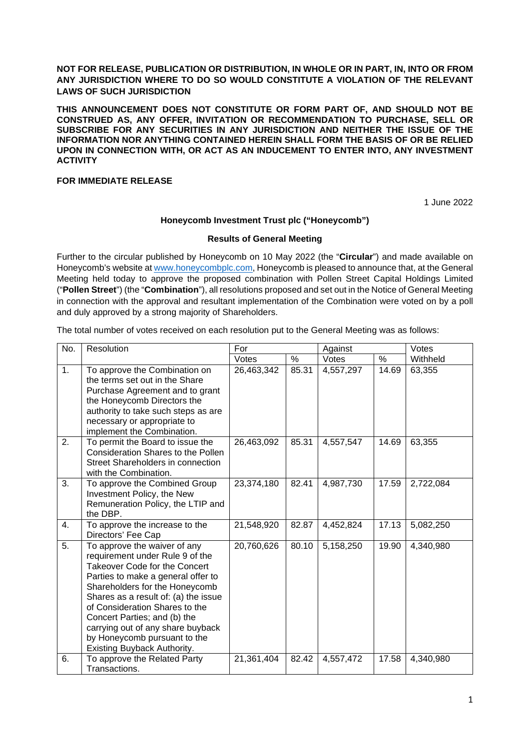**NOT FOR RELEASE, PUBLICATION OR DISTRIBUTION, IN WHOLE OR IN PART, IN, INTO OR FROM ANY JURISDICTION WHERE TO DO SO WOULD CONSTITUTE A VIOLATION OF THE RELEVANT LAWS OF SUCH JURISDICTION**

**THIS ANNOUNCEMENT DOES NOT CONSTITUTE OR FORM PART OF, AND SHOULD NOT BE CONSTRUED AS, ANY OFFER, INVITATION OR RECOMMENDATION TO PURCHASE, SELL OR SUBSCRIBE FOR ANY SECURITIES IN ANY JURISDICTION AND NEITHER THE ISSUE OF THE INFORMATION NOR ANYTHING CONTAINED HEREIN SHALL FORM THE BASIS OF OR BE RELIED UPON IN CONNECTION WITH, OR ACT AS AN INDUCEMENT TO ENTER INTO, ANY INVESTMENT ACTIVITY**

**FOR IMMEDIATE RELEASE**

1 June 2022

**Honeycomb Investment Trust plc ("Honeycomb")**

**Results of General Meeting**

Further to the circular published by Honeycomb on 10 May 2022 (the "**Circular**") and made available on Honeycomb's website at www.honeycombplc.com, Honeycomb is pleased to announce that, at the General Meeting held today to approve the proposed combination with Pollen Street Capital Holdings Limited ("**Pollen Street**") (the "**Combination**"), all resolutions proposed and set out in the Notice of General Meeting in connection with the approval and resultant implementation of the Combination were voted on by a poll and duly approved by a strong majority of Shareholders.

The total number of votes received on each resolution put to the General Meeting was as follows:

| No. | Resolution | For | | Against | | Votes Withheld |
|---|---|---|---|---|---|---|
| | | Votes | % | Votes | % | |
| 1. | To approve the Combination on the terms set out in the Share Purchase Agreement and to grant the Honeycomb Directors the authority to take such steps as are necessary or appropriate to implement the Combination. | 26,463,342 | 85.31 | 4,557,297 | 14.69 | 63,355 |
| 2. | To permit the Board to issue the Consideration Shares to the Pollen Street Shareholders in connection with the Combination. | 26,463,092 | 85.31 | 4,557,547 | 14.69 | 63,355 |
| 3. | To approve the Combined Group Investment Policy, the New Remuneration Policy, the LTIP and the DBP. | 23,374,180 | 82.41 | 4,987,730 | 17.59 | 2,722,084 |
| 4. | To approve the increase to the Directors' Fee Cap | 21,548,920 | 82.87 | 4,452,824 | 17.13 | 5,082,250 |
| 5. | To approve the waiver of any requirement under Rule 9 of the Takeover Code for the Concert Parties to make a general offer to Shareholders for the Honeycomb Shares as a result of: (a) the issue of Consideration Shares to the Concert Parties; and (b) the carrying out of any share buyback by Honeycomb pursuant to the Existing Buyback Authority. | 20,760,626 | 80.10 | 5,158,250 | 19.90 | 4,340,980 |
| 6. | To approve the Related Party Transactions. | 21,361,404 | 82.42 | 4,557,472 | 17.58 | 4,340,980 |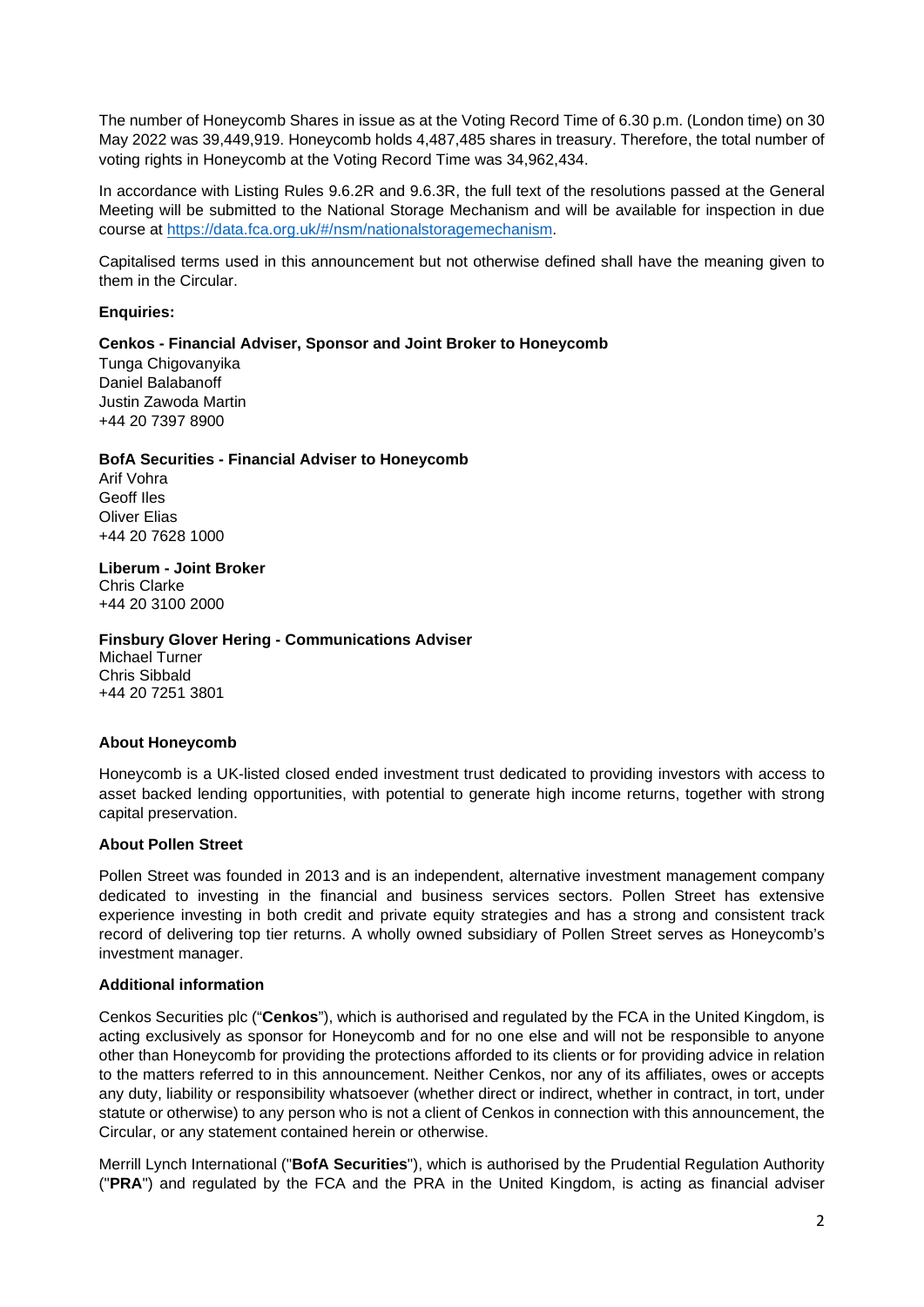The number of Honeycomb Shares in issue as at the Voting Record Time of 6.30 p.m. (London time) on 30 May 2022 was 39,449,919. Honeycomb holds 4,487,485 shares in treasury. Therefore, the total number of voting rights in Honeycomb at the Voting Record Time was 34,962,434.

In accordance with Listing Rules 9.6.2R and 9.6.3R, the full text of the resolutions passed at the General Meeting will be submitted to the National Storage Mechanism and will be available for inspection in due course at https://data.fca.org.uk/#/nsm/nationalstoragemechanism.

Capitalised terms used in this announcement but not otherwise defined shall have the meaning given to them in the Circular.

**Enquiries:**

**Cenkos - Financial Adviser, Sponsor and Joint Broker to Honeycomb**
Tunga Chigovanyika
Daniel Balabanoff
Justin Zawoda Martin
+44 20 7397 8900

**BofA Securities - Financial Adviser to Honeycomb**
Arif Vohra
Geoff Iles
Oliver Elias
+44 20 7628 1000

**Liberum - Joint Broker**
Chris Clarke
+44 20 3100 2000

**Finsbury Glover Hering - Communications Adviser**
Michael Turner
Chris Sibbald
+44 20 7251 3801

**About Honeycomb**

Honeycomb is a UK-listed closed ended investment trust dedicated to providing investors with access to asset backed lending opportunities, with potential to generate high income returns, together with strong capital preservation.

**About Pollen Street**

Pollen Street was founded in 2013 and is an independent, alternative investment management company dedicated to investing in the financial and business services sectors. Pollen Street has extensive experience investing in both credit and private equity strategies and has a strong and consistent track record of delivering top tier returns. A wholly owned subsidiary of Pollen Street serves as Honeycomb's investment manager.

**Additional information**

Cenkos Securities plc ("**Cenkos**"), which is authorised and regulated by the FCA in the United Kingdom, is acting exclusively as sponsor for Honeycomb and for no one else and will not be responsible to anyone other than Honeycomb for providing the protections afforded to its clients or for providing advice in relation to the matters referred to in this announcement. Neither Cenkos, nor any of its affiliates, owes or accepts any duty, liability or responsibility whatsoever (whether direct or indirect, whether in contract, in tort, under statute or otherwise) to any person who is not a client of Cenkos in connection with this announcement, the Circular, or any statement contained herein or otherwise.

Merrill Lynch International ("**BofA Securities**"), which is authorised by the Prudential Regulation Authority ("**PRA**") and regulated by the FCA and the PRA in the United Kingdom, is acting as financial adviser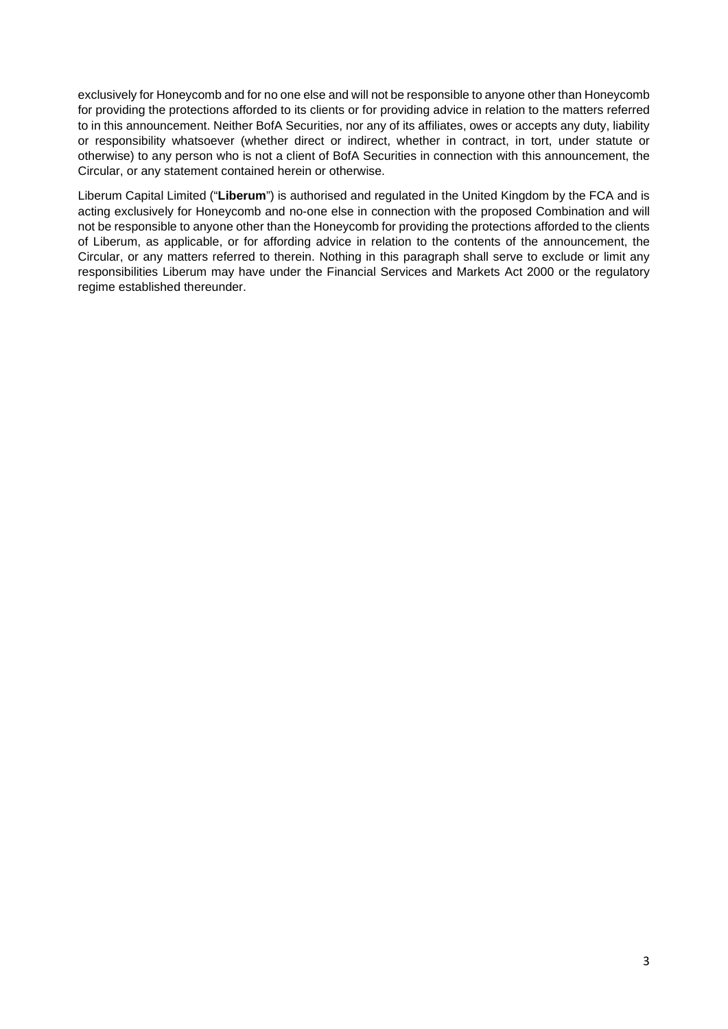exclusively for Honeycomb and for no one else and will not be responsible to anyone other than Honeycomb for providing the protections afforded to its clients or for providing advice in relation to the matters referred to in this announcement. Neither BofA Securities, nor any of its affiliates, owes or accepts any duty, liability or responsibility whatsoever (whether direct or indirect, whether in contract, in tort, under statute or otherwise) to any person who is not a client of BofA Securities in connection with this announcement, the Circular, or any statement contained herein or otherwise.

Liberum Capital Limited ("**Liberum**") is authorised and regulated in the United Kingdom by the FCA and is acting exclusively for Honeycomb and no-one else in connection with the proposed Combination and will not be responsible to anyone other than the Honeycomb for providing the protections afforded to the clients of Liberum, as applicable, or for affording advice in relation to the contents of the announcement, the Circular, or any matters referred to therein. Nothing in this paragraph shall serve to exclude or limit any responsibilities Liberum may have under the Financial Services and Markets Act 2000 or the regulatory regime established thereunder.